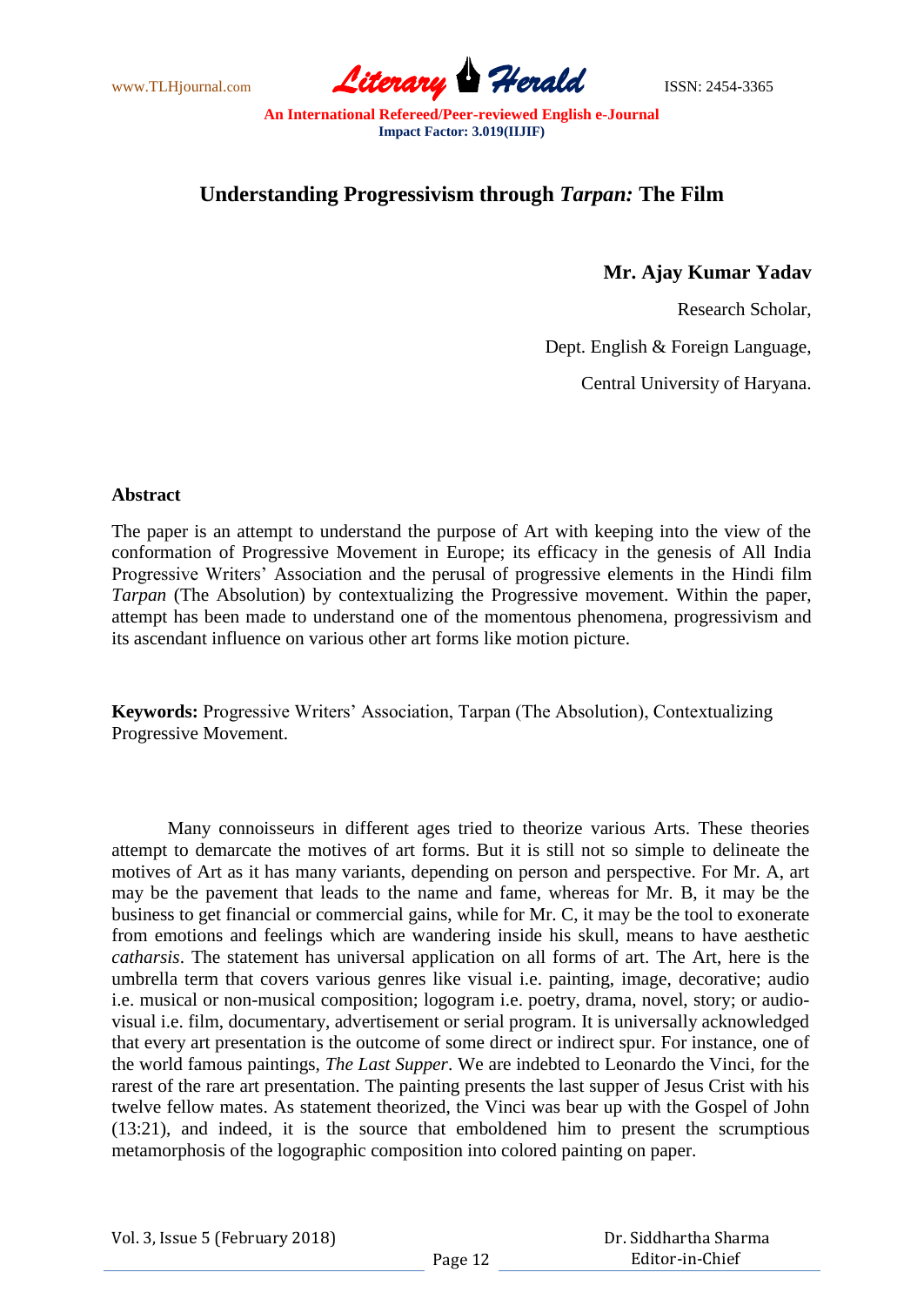# Understanding Progressivism through *Tarpan:* The Film

**Mr. Ajay Kumar Yadav**

Research Scholar,

Dept. English & Foreign Language,

Central University of Haryana.

## Abstract

The paper is an attempt to understand the purpose of Art with keeping into the view of the conformation of Progressive Movement in Europe; its efficacy in the genesis of All India Progressive Writers' Association and the perusal of progressive elements in the Hindi film *Tarpan* (The Absolution) by contextualizing the Progressive movement. Within the paper, attempt has been made to understand one of the momentous phenomena, progressivism and its ascendant influence on various other art forms like motion picture.

**Keywords:** Progressive Writers' Association, Tarpan (The Absolution), Contextualizing Progressive Movement.

Many connoisseurs in different ages tried to theorize various Arts. These theories attempt to demarcate the motives of art forms. But it is still not so simple to delineate the motives of Art as it has many variants, depending on person and perspective. For Mr. A, art may be the pavement that leads to the name and fame, whereas for Mr. B, it may be the business to get financial or commercial gains, while for Mr. C, it may be the tool to exonerate from emotions and feelings which are wandering inside his skull, means to have aesthetic *catharsis*. The statement has universal application on all forms of art. The Art, here is the umbrella term that covers various genres like visual i.e. painting, image, decorative; audio i.e. musical or non-musical composition; logogram i.e. poetry, drama, novel, story; or audio-visual i.e. film, documentary, advertisement or serial program. It is universally acknowledged that every art presentation is the outcome of some direct or indirect spur. For instance, one of the world famous paintings, *The Last Supper*. We are indebted to Leonardo the Vinci, for the rarest of the rare art presentation. The painting presents the last supper of Jesus Crist with his twelve fellow mates. As statement theorized, the Vinci was bear up with the Gospel of John (13:21), and indeed, it is the source that emboldened him to present the scrumptious metamorphosis of the logographic composition into colored painting on paper.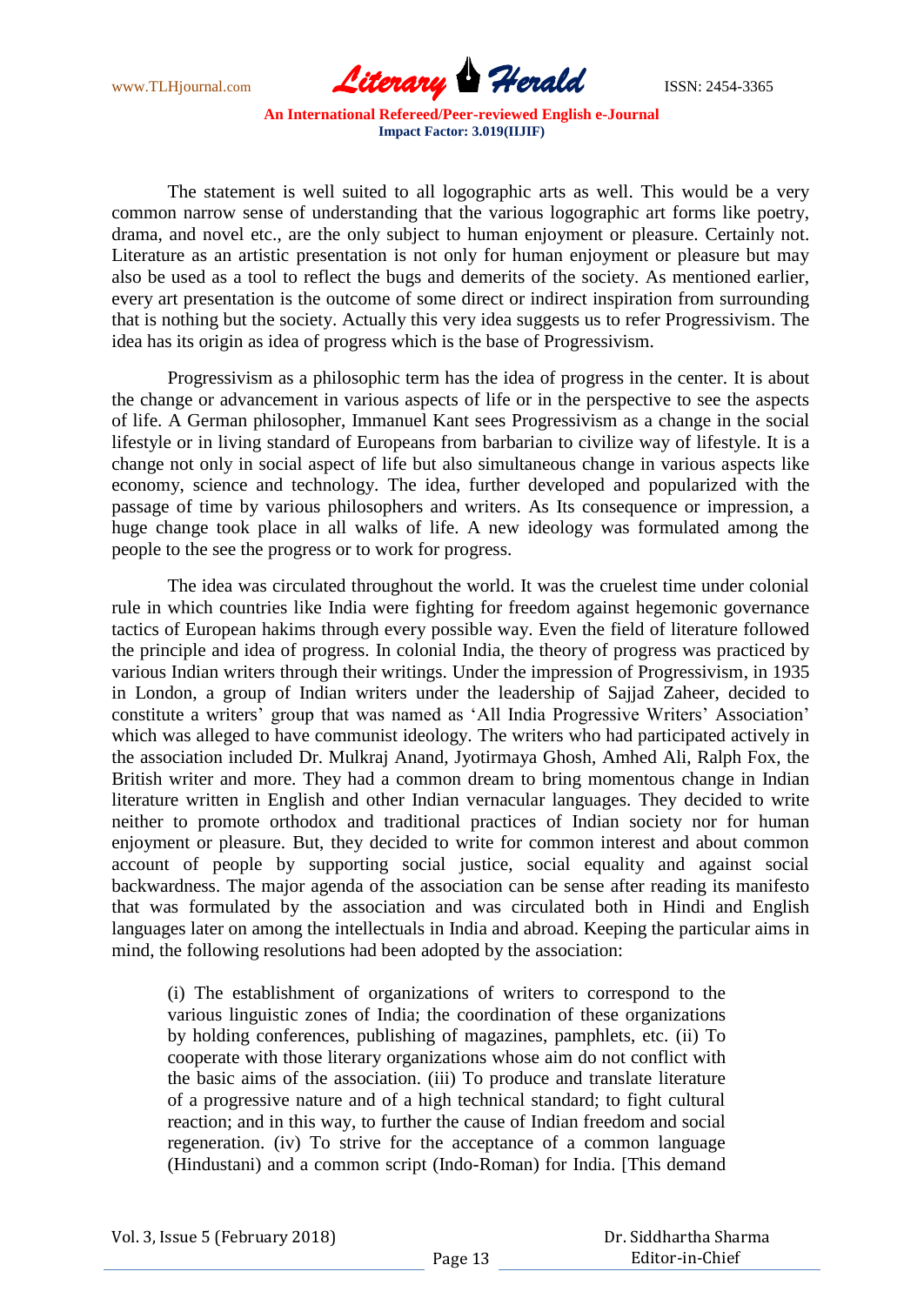The statement is well suited to all logographic arts as well. This would be a very common narrow sense of understanding that the various logographic art forms like poetry, drama, and novel etc., are the only subject to human enjoyment or pleasure. Certainly not. Literature as an artistic presentation is not only for human enjoyment or pleasure but may also be used as a tool to reflect the bugs and demerits of the society. As mentioned earlier, every art presentation is the outcome of some direct or indirect inspiration from surrounding that is nothing but the society. Actually this very idea suggests us to refer Progressivism. The idea has its origin as idea of progress which is the base of Progressivism.

Progressivism as a philosophic term has the idea of progress in the center. It is about the change or advancement in various aspects of life or in the perspective to see the aspects of life. A German philosopher, Immanuel Kant sees Progressivism as a change in the social lifestyle or in living standard of Europeans from barbarian to civilize way of lifestyle. It is a change not only in social aspect of life but also simultaneous change in various aspects like economy, science and technology. The idea, further developed and popularized with the passage of time by various philosophers and writers. As Its consequence or impression, a huge change took place in all walks of life. A new ideology was formulated among the people to the see the progress or to work for progress.

The idea was circulated throughout the world. It was the cruelest time under colonial rule in which countries like India were fighting for freedom against hegemonic governance tactics of European hakims through every possible way. Even the field of literature followed the principle and idea of progress. In colonial India, the theory of progress was practiced by various Indian writers through their writings. Under the impression of Progressivism, in 1935 in London, a group of Indian writers under the leadership of Sajjad Zaheer, decided to constitute a writers' group that was named as 'All India Progressive Writers' Association' which was alleged to have communist ideology. The writers who had participated actively in the association included Dr. Mulkraj Anand, Jyotirmaya Ghosh, Amhed Ali, Ralph Fox, the British writer and more. They had a common dream to bring momentous change in Indian literature written in English and other Indian vernacular languages. They decided to write neither to promote orthodox and traditional practices of Indian society nor for human enjoyment or pleasure. But, they decided to write for common interest and about common account of people by supporting social justice, social equality and against social backwardness. The major agenda of the association can be sense after reading its manifesto that was formulated by the association and was circulated both in Hindi and English languages later on among the intellectuals in India and abroad. Keeping the particular aims in mind, the following resolutions had been adopted by the association:

> (i) The establishment of organizations of writers to correspond to the various linguistic zones of India; the coordination of these organizations by holding conferences, publishing of magazines, pamphlets, etc. (ii) To cooperate with those literary organizations whose aim do not conflict with the basic aims of the association. (iii) To produce and translate literature of a progressive nature and of a high technical standard; to fight cultural reaction; and in this way, to further the cause of Indian freedom and social regeneration. (iv) To strive for the acceptance of a common language (Hindustani) and a common script (Indo-Roman) for India. [This demand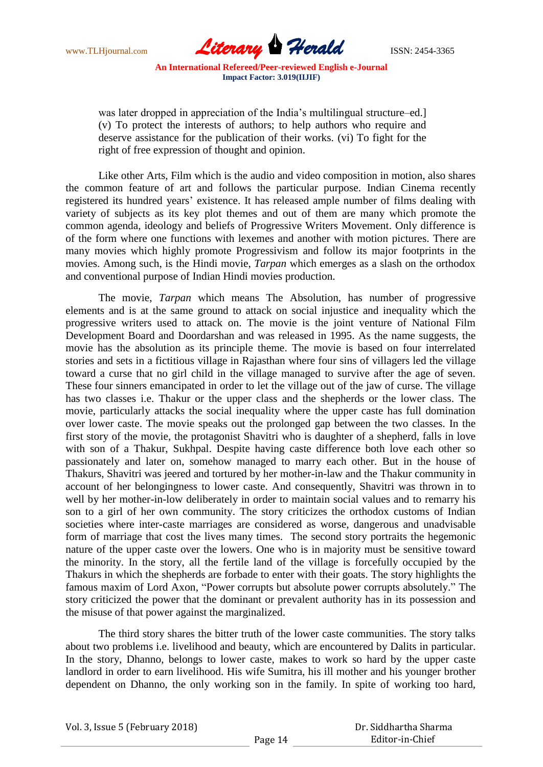was later dropped in appreciation of the India's multilingual structure–ed.] (v) To protect the interests of authors; to help authors who require and deserve assistance for the publication of their works. (vi) To fight for the right of free expression of thought and opinion.

Like other Arts, Film which is the audio and video composition in motion, also shares the common feature of art and follows the particular purpose. Indian Cinema recently registered its hundred years' existence. It has released ample number of films dealing with variety of subjects as its key plot themes and out of them are many which promote the common agenda, ideology and beliefs of Progressive Writers Movement. Only difference is of the form where one functions with lexemes and another with motion pictures. There are many movies which highly promote Progressivism and follow its major footprints in the movies. Among such, is the Hindi movie, *Tarpan* which emerges as a slash on the orthodox and conventional purpose of Indian Hindi movies production.

The movie, *Tarpan* which means The Absolution, has number of progressive elements and is at the same ground to attack on social injustice and inequality which the progressive writers used to attack on. The movie is the joint venture of National Film Development Board and Doordarshan and was released in 1995. As the name suggests, the movie has the absolution as its principle theme. The movie is based on four interrelated stories and sets in a fictitious village in Rajasthan where four sins of villagers led the village toward a curse that no girl child in the village managed to survive after the age of seven. These four sinners emancipated in order to let the village out of the jaw of curse. The village has two classes i.e. Thakur or the upper class and the shepherds or the lower class. The movie, particularly attacks the social inequality where the upper caste has full domination over lower caste. The movie speaks out the prolonged gap between the two classes. In the first story of the movie, the protagonist Shavitri who is daughter of a shepherd, falls in love with son of a Thakur, Sukhpal. Despite having caste difference both love each other so passionately and later on, somehow managed to marry each other. But in the house of Thakurs, Shavitri was jeered and tortured by her mother-in-law and the Thakur community in account of her belongingness to lower caste. And consequently, Shavitri was thrown in to well by her mother-in-low deliberately in order to maintain social values and to remarry his son to a girl of her own community. The story criticizes the orthodox customs of Indian societies where inter-caste marriages are considered as worse, dangerous and unadvisable form of marriage that cost the lives many times. The second story portraits the hegemonic nature of the upper caste over the lowers. One who is in majority must be sensitive toward the minority. In the story, all the fertile land of the village is forcefully occupied by the Thakurs in which the shepherds are forbade to enter with their goats. The story highlights the famous maxim of Lord Axon, "Power corrupts but absolute power corrupts absolutely." The story criticized the power that the dominant or prevalent authority has in its possession and the misuse of that power against the marginalized.

The third story shares the bitter truth of the lower caste communities. The story talks about two problems i.e. livelihood and beauty, which are encountered by Dalits in particular. In the story, Dhanno, belongs to lower caste, makes to work so hard by the upper caste landlord in order to earn livelihood. His wife Sumitra, his ill mother and his younger brother dependent on Dhanno, the only working son in the family. In spite of working too hard,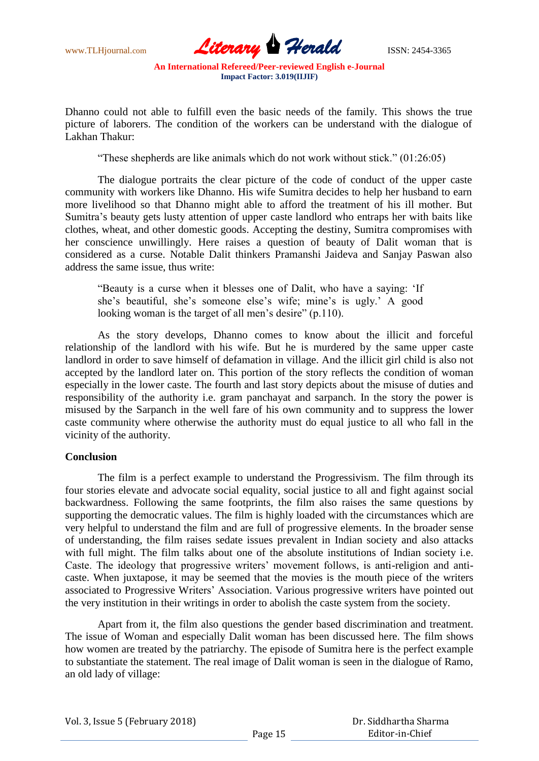Dhanno could not able to fulfill even the basic needs of the family. This shows the true picture of laborers. The condition of the workers can be understand with the dialogue of Lakhan Thakur:

> "These shepherds are like animals which do not work without stick." (01:26:05)

The dialogue portraits the clear picture of the code of conduct of the upper caste community with workers like Dhanno. His wife Sumitra decides to help her husband to earn more livelihood so that Dhanno might able to afford the treatment of his ill mother. But Sumitra's beauty gets lusty attention of upper caste landlord who entraps her with baits like clothes, wheat, and other domestic goods. Accepting the destiny, Sumitra compromises with her conscience unwillingly. Here raises a question of beauty of Dalit woman that is considered as a curse. Notable Dalit thinkers Pramanshi Jaideva and Sanjay Paswan also address the same issue, thus write:

> "Beauty is a curse when it blesses one of Dalit, who have a saying: 'If she's beautiful, she's someone else's wife; mine's is ugly.' A good looking woman is the target of all men's desire" (p.110).

As the story develops, Dhanno comes to know about the illicit and forceful relationship of the landlord with his wife. But he is murdered by the same upper caste landlord in order to save himself of defamation in village. And the illicit girl child is also not accepted by the landlord later on. This portion of the story reflects the condition of woman especially in the lower caste. The fourth and last story depicts about the misuse of duties and responsibility of the authority i.e. gram panchayat and sarpanch. In the story the power is misused by the Sarpanch in the well fare of his own community and to suppress the lower caste community where otherwise the authority must do equal justice to all who fall in the vicinity of the authority.

## Conclusion

The film is a perfect example to understand the Progressivism. The film through its four stories elevate and advocate social equality, social justice to all and fight against social backwardness. Following the same footprints, the film also raises the same questions by supporting the democratic values. The film is highly loaded with the circumstances which are very helpful to understand the film and are full of progressive elements. In the broader sense of understanding, the film raises sedate issues prevalent in Indian society and also attacks with full might. The film talks about one of the absolute institutions of Indian society i.e. Caste. The ideology that progressive writers' movement follows, is anti-religion and anti-caste. When juxtapose, it may be seemed that the movies is the mouth piece of the writers associated to Progressive Writers' Association. Various progressive writers have pointed out the very institution in their writings in order to abolish the caste system from the society.

Apart from it, the film also questions the gender based discrimination and treatment. The issue of Woman and especially Dalit woman has been discussed here. The film shows how women are treated by the patriarchy. The episode of Sumitra here is the perfect example to substantiate the statement. The real image of Dalit woman is seen in the dialogue of Ramo, an old lady of village: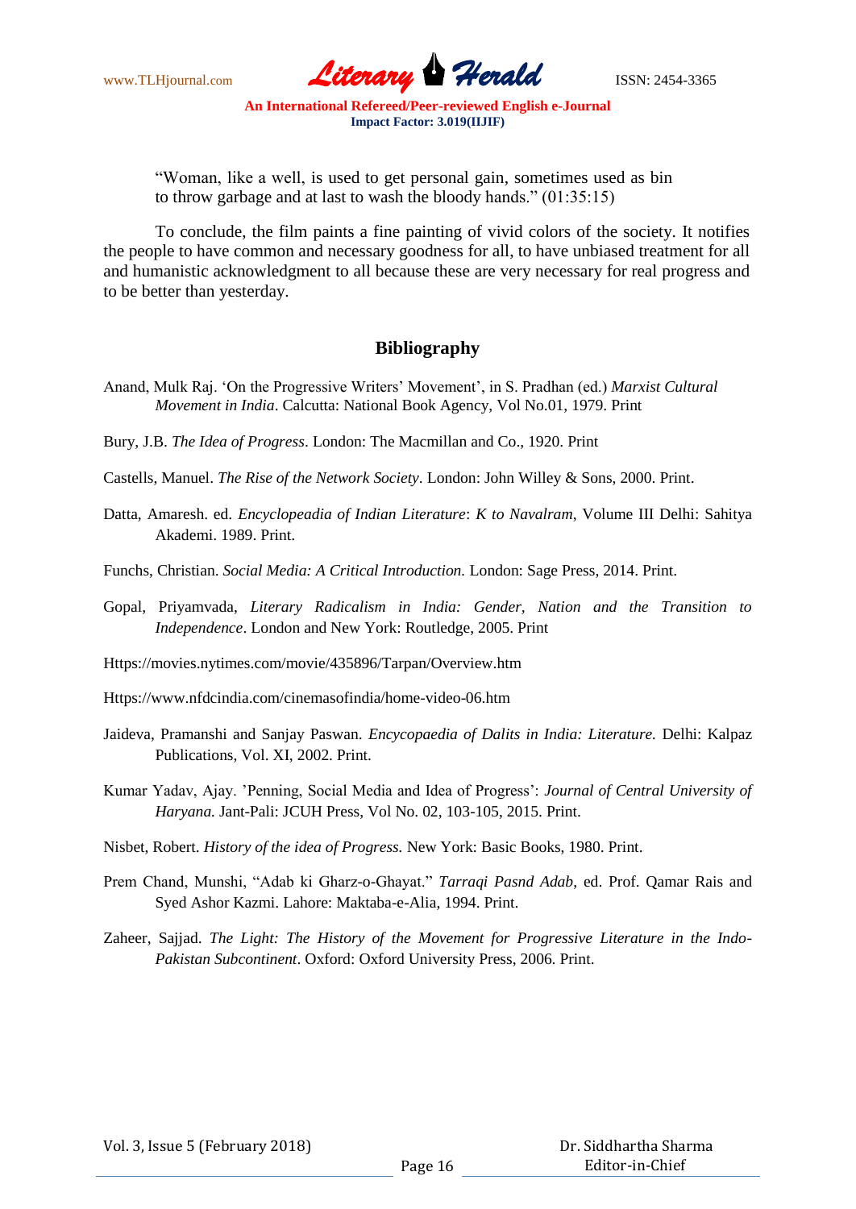"Woman, like a well, is used to get personal gain, sometimes used as bin to throw garbage and at last to wash the bloody hands." (01:35:15)

To conclude, the film paints a fine painting of vivid colors of the society. It notifies the people to have common and necessary goodness for all, to have unbiased treatment for all and humanistic acknowledgment to all because these are very necessary for real progress and to be better than yesterday.

## Bibliography

Anand, Mulk Raj. 'On the Progressive Writers' Movement', in S. Pradhan (ed.) *Marxist Cultural Movement in India*. Calcutta: National Book Agency, Vol No.01, 1979. Print

Bury, J.B. *The Idea of Progress*. London: The Macmillan and Co., 1920. Print

Castells, Manuel. *The Rise of the Network Society*. London: John Willey & Sons, 2000. Print.

Datta, Amaresh. ed. *Encyclopeadia of Indian Literature*: *K to Navalram*, Volume III Delhi: Sahitya Akademi. 1989. Print.

Funchs, Christian. *Social Media: A Critical Introduction.* London: Sage Press, 2014. Print.

Gopal, Priyamvada, *Literary Radicalism in India: Gender, Nation and the Transition to Independence*. London and New York: Routledge, 2005. Print

Https://movies.nytimes.com/movie/435896/Tarpan/Overview.htm

Https://www.nfdcindia.com/cinemasofindia/home-video-06.htm

Jaideva, Pramanshi and Sanjay Paswan. *Encycopaedia of Dalits in India: Literature.* Delhi: Kalpaz Publications, Vol. XI, 2002. Print.

Kumar Yadav, Ajay. 'Penning, Social Media and Idea of Progress': *Journal of Central University of Haryana.* Jant-Pali: JCUH Press, Vol No. 02, 103-105, 2015. Print.

Nisbet, Robert. *History of the idea of Progress.* New York: Basic Books, 1980. Print.

Prem Chand, Munshi, "Adab ki Gharz-o-Ghayat." *Tarraqi Pasnd Adab*, ed. Prof. Qamar Rais and Syed Ashor Kazmi. Lahore: Maktaba-e-Alia, 1994. Print.

Zaheer, Sajjad. *The Light: The History of the Movement for Progressive Literature in the Indo-Pakistan Subcontinent*. Oxford: Oxford University Press, 2006. Print.